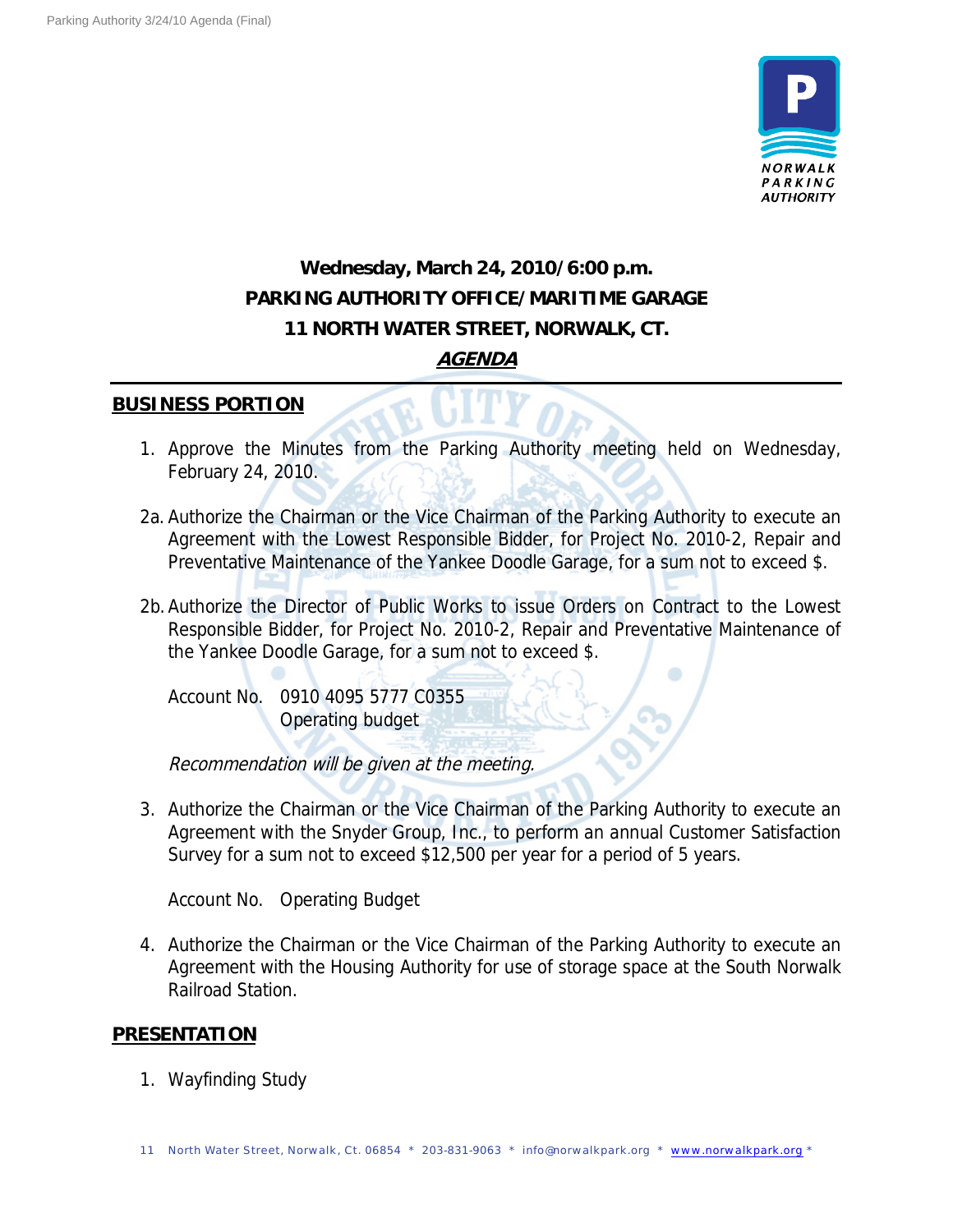NORWALK PARKING AUTHORITY

**Wednesday, March 24, 2010/6:00 p.m.**
**PARKING AUTHORITY OFFICE/MARITIME GARAGE**
**11 NORTH WATER STREET, NORWALK, CT.**

***AGENDA***

## BUSINESS PORTION

1. Approve the Minutes from the Parking Authority meeting held on Wednesday, February 24, 2010.

2a. Authorize the Chairman or the Vice Chairman of the Parking Authority to execute an Agreement with the Lowest Responsible Bidder, for Project No. 2010-2, Repair and Preventative Maintenance of the Yankee Doodle Garage, for a sum not to exceed $.

2b. Authorize the Director of Public Works to issue Orders on Contract to the Lowest Responsible Bidder, for Project No. 2010-2, Repair and Preventative Maintenance of the Yankee Doodle Garage, for a sum not to exceed $.

Account No. 0910 4095 5777 C0355
Operating budget

*Recommendation will be given at the meeting.*

3. Authorize the Chairman or the Vice Chairman of the Parking Authority to execute an Agreement with the Snyder Group, Inc., to perform an annual Customer Satisfaction Survey for a sum not to exceed $12,500 per year for a period of 5 years.

Account No. Operating Budget

4. Authorize the Chairman or the Vice Chairman of the Parking Authority to execute an Agreement with the Housing Authority for use of storage space at the South Norwalk Railroad Station.

## PRESENTATION

1. Wayfinding Study

11 North Water Street, Norwalk, Ct. 06854 * 203-831-9063 * info@norwalkpark.org * www.norwalkpark.org *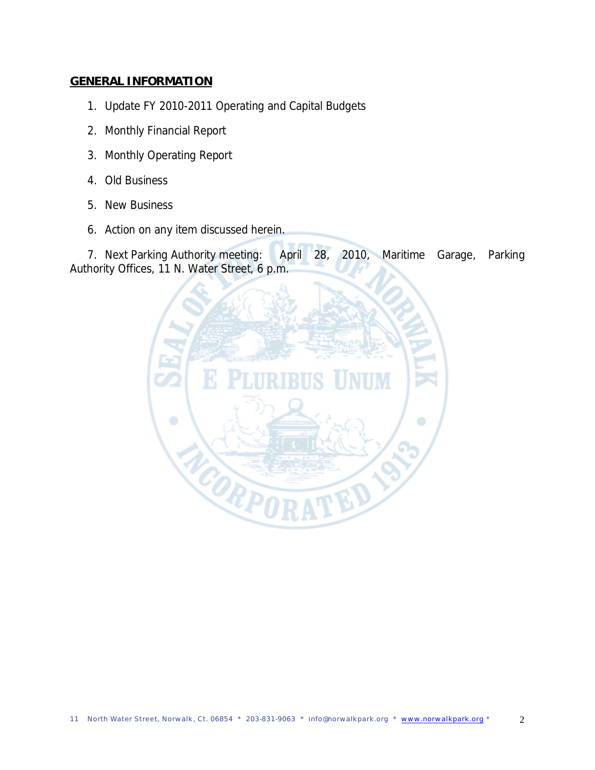**GENERAL INFORMATION**

1. Update FY 2010-2011 Operating and Capital Budgets
2. Monthly Financial Report
3. Monthly Operating Report
4. Old Business
5. New Business
6. Action on any item discussed herein.
7. Next Parking Authority meeting: April 28, 2010, Maritime Garage, Parking Authority Offices, 11 N. Water Street, 6 p.m.